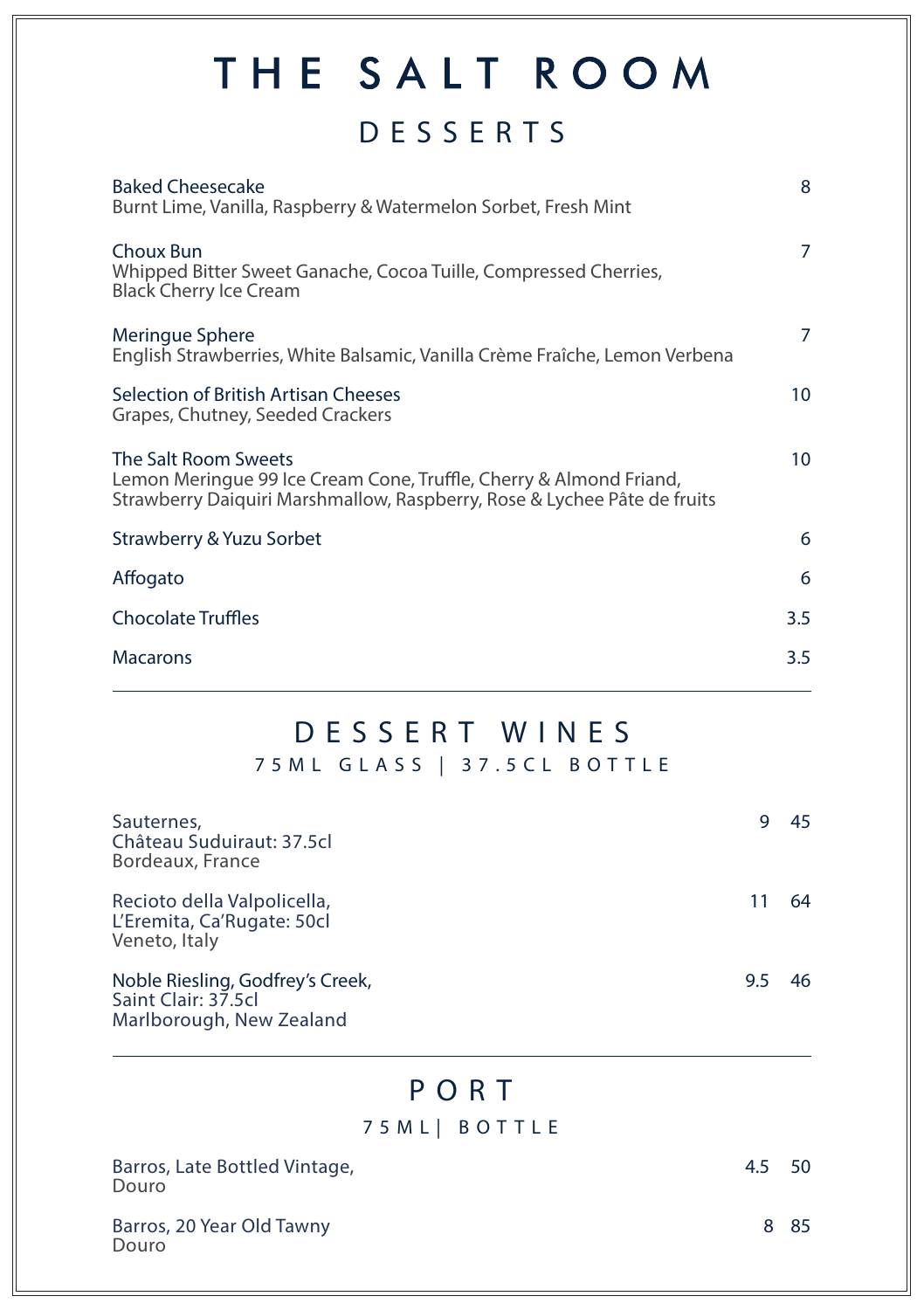# THE SALT ROOM

## DESSERTS

| Item | Price |
|---|---|
| Baked Cheesecake<br>Burnt Lime, Vanilla, Raspberry & Watermelon Sorbet, Fresh Mint | 8 |
| Choux Bun<br>Whipped Bitter Sweet Ganache, Cocoa Tuille, Compressed Cherries, Black Cherry Ice Cream | 7 |
| Meringue Sphere<br>English Strawberries, White Balsamic, Vanilla Crème Fraîche, Lemon Verbena | 7 |
| Selection of British Artisan Cheeses<br>Grapes, Chutney, Seeded Crackers | 10 |
| The Salt Room Sweets<br>Lemon Meringue 99 Ice Cream Cone, Truffle, Cherry & Almond Friand, Strawberry Daiquiri Marshmallow, Raspberry, Rose & Lychee Pâte de fruits | 10 |
| Strawberry & Yuzu Sorbet | 6 |
| Affogato | 6 |
| Chocolate Truffles | 3.5 |
| Macarons | 3.5 |

## DESSERT WINES

75ML GLASS | 37.5CL BOTTLE

| Wine | 75ml Glass | 37.5cl Bottle |
|---|---|---|
| Sauternes,<br>Château Suduiraut: 37.5cl<br>Bordeaux, France | 9 | 45 |
| Recioto della Valpolicella,<br>L'Eremita, Ca'Rugate: 50cl<br>Veneto, Italy | 11 | 64 |
| Noble Riesling, Godfrey's Creek,<br>Saint Clair: 37.5cl<br>Marlborough, New Zealand | 9.5 | 46 |

## PORT

75ML| BOTTLE

| Port | 75ml | Bottle |
|---|---|---|
| Barros, Late Bottled Vintage,<br>Douro | 4.5 | 50 |
| Barros, 20 Year Old Tawny<br>Douro | 8 | 85 |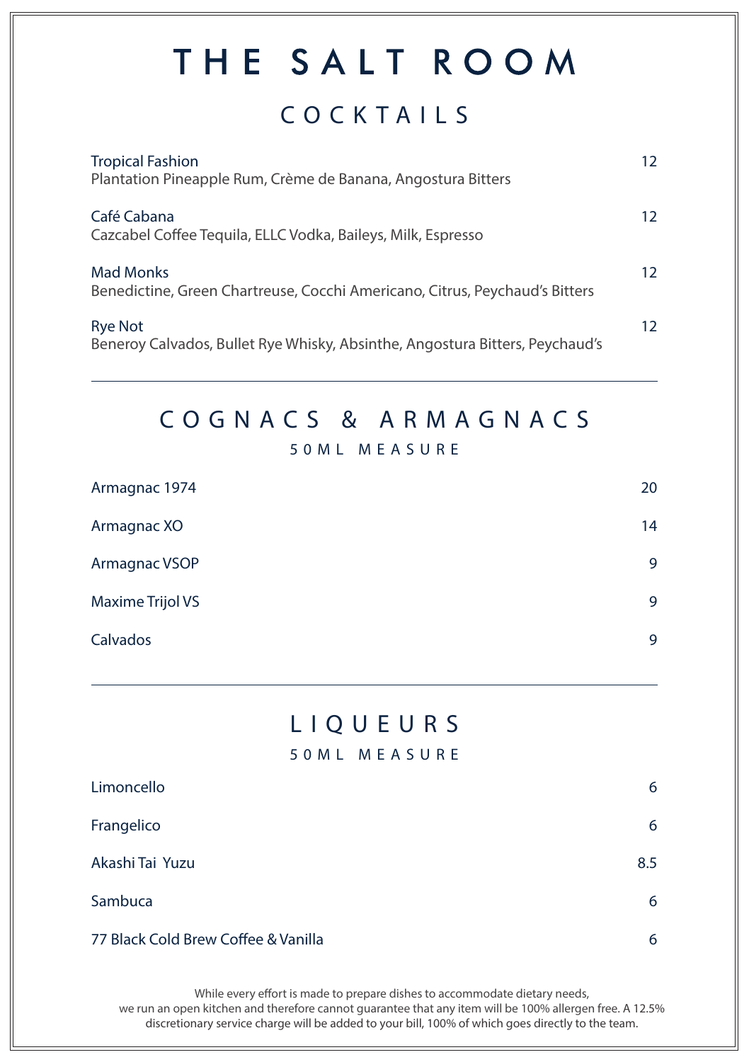# THE SALT ROOM

## COCKTAILS

| | |
|---|---|
| Tropical Fashion<br>Plantation Pineapple Rum, Crème de Banana, Angostura Bitters | 12 |
| Café Cabana<br>Cazcabel Coffee Tequila, ELLC Vodka, Baileys, Milk, Espresso | 12 |
| Mad Monks<br>Benedictine, Green Chartreuse, Cocchi Americano, Citrus, Peychaud's Bitters | 12 |
| Rye Not<br>Beneroy Calvados, Bullet Rye Whisky, Absinthe, Angostura Bitters, Peychaud's | 12 |

## COGNACS & ARMAGNACS

50ML MEASURE

| | |
|---|---|
| Armagnac 1974 | 20 |
| Armagnac XO | 14 |
| Armagnac VSOP | 9 |
| Maxime Trijol VS | 9 |
| Calvados | 9 |

## LIQUEURS

50ML MEASURE

| | |
|---|---|
| Limoncello | 6 |
| Frangelico | 6 |
| Akashi Tai Yuzu | 8.5 |
| Sambuca | 6 |
| 77 Black Cold Brew Coffee & Vanilla | 6 |

While every effort is made to prepare dishes to accommodate dietary needs, we run an open kitchen and therefore cannot guarantee that any item will be 100% allergen free. A 12.5% discretionary service charge will be added to your bill, 100% of which goes directly to the team.